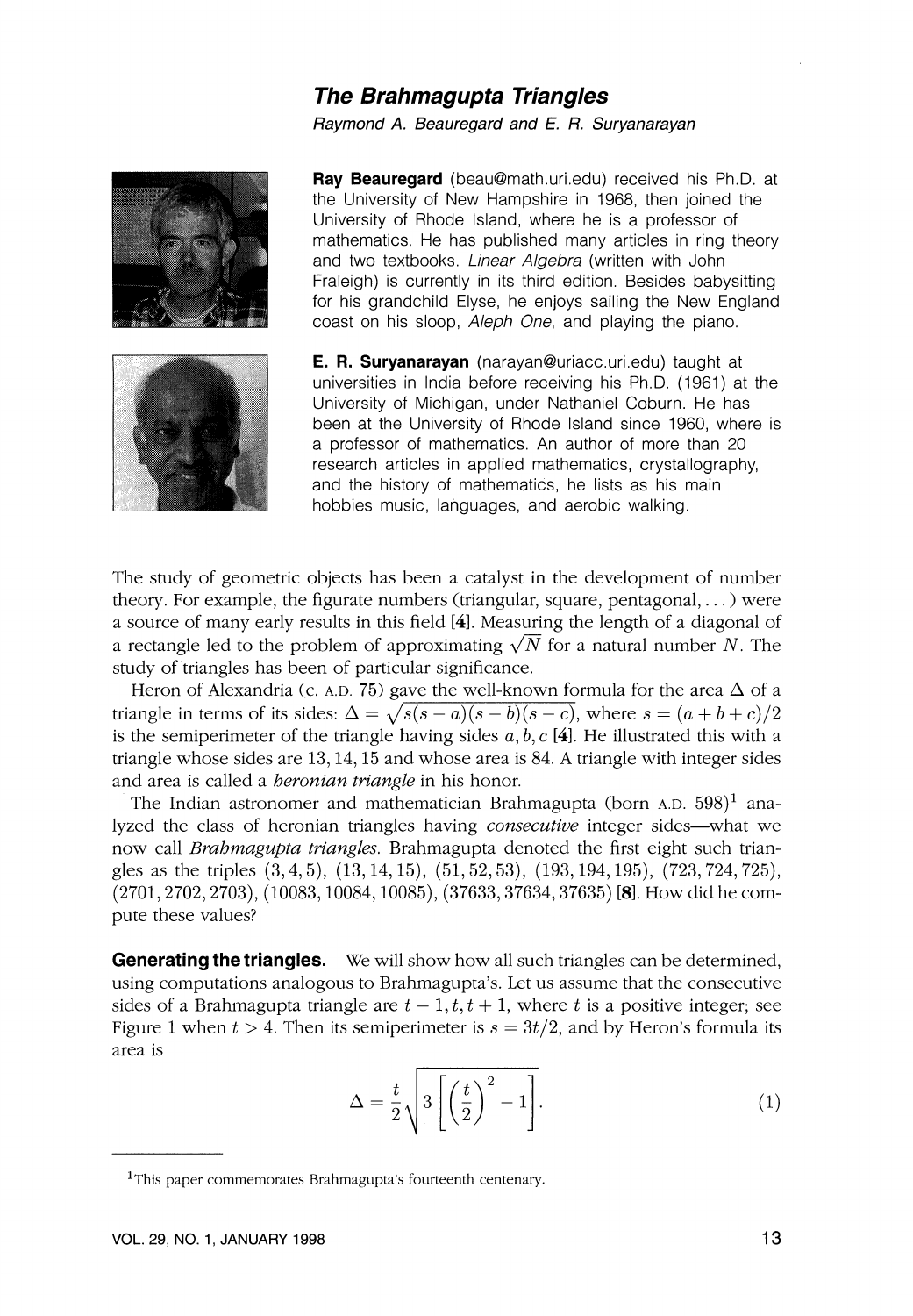# The Brahmagupta Triangles

*Raymond A. Beauregard and E. R. Suryanarayan*

**Ray Beauregard** (beau@math.uri.edu) received his Ph.D. at the University of New Hampshire in 1968, then joined the University of Rhode Island, where he is a professor of mathematics. He has published many articles in ring theory and two textbooks. *Linear Algebra* (written with John Fraleigh) is currently in its third edition. Besides babysitting for his grandchild Elyse, he enjoys sailing the New England coast on his sloop, *Aleph One*, and playing the piano.

**E. R. Suryanarayan** (narayan@uriacc.uri.edu) taught at universities in India before receiving his Ph.D. (1961) at the University of Michigan, under Nathaniel Coburn. He has been at the University of Rhode Island since 1960, where is a professor of mathematics. An author of more than 20 research articles in applied mathematics, crystallography, and the history of mathematics, he lists as his main hobbies music, languages, and aerobic walking.

The study of geometric objects has been a catalyst in the development of number theory. For example, the figurate numbers (triangular, square, pentagonal, ...) were a source of many early results in this field [4]. Measuring the length of a diagonal of a rectangle led to the problem of approximating $\sqrt{N}$ for a natural number $N$. The study of triangles has been of particular significance.

Heron of Alexandria (c. A.D. 75) gave the well-known formula for the area $\Delta$ of a triangle in terms of its sides: $\Delta = \sqrt{s(s-a)(s-b)(s-c)}$, where $s = (a+b+c)/2$ is the semiperimeter of the triangle having sides $a, b, c$ [4]. He illustrated this with a triangle whose sides are $13, 14, 15$ and whose area is 84. A triangle with integer sides and area is called a *heronian triangle* in his honor.

The Indian astronomer and mathematician Brahmagupta (born A.D. 598)[1] analyzed the class of heronian triangles having *consecutive* integer sides—what we now call *Brahmagupta triangles*. Brahmagupta denoted the first eight such triangles as the triples $(3, 4, 5)$, $(13, 14, 15)$, $(51, 52, 53)$, $(193, 194, 195)$, $(723, 724, 725)$, $(2701, 2702, 2703)$, $(10083, 10084, 10085)$, $(37633, 37634, 37635)$ [8]. How did he compute these values?

**Generating the triangles.** We will show how all such triangles can be determined, using computations analogous to Brahmagupta's. Let us assume that the consecutive sides of a Brahmagupta triangle are $t-1, t, t+1$, where $t$ is a positive integer; see Figure 1 when $t > 4$. Then its semiperimeter is $s = 3t/2$, and by Heron's formula its area is

$$\Delta = \frac{t}{2}\sqrt{3\left[\left(\frac{t}{2}\right)^2 - 1\right]}. \tag{1}$$

[1] This paper commemorates Brahmagupta's fourteenth centenary.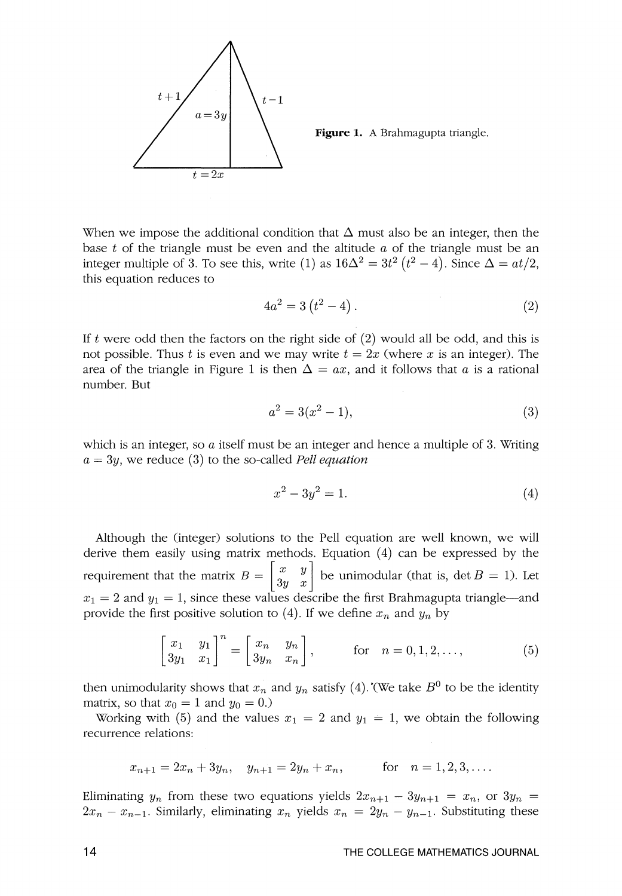Figure 1. A Brahmagupta triangle.

When we impose the additional condition that $\Delta$ must also be an integer, then the base $t$ of the triangle must be even and the altitude $a$ of the triangle must be an integer multiple of 3. To see this, write (1) as $16\Delta^2 = 3t^2(t^2 - 4)$. Since $\Delta = at/2$, this equation reduces to

$$4a^2 = 3(t^2 - 4). \tag{2}$$

If $t$ were odd then the factors on the right side of (2) would all be odd, and this is not possible. Thus $t$ is even and we may write $t = 2x$ (where $x$ is an integer). The area of the triangle in Figure 1 is then $\Delta = ax$, and it follows that $a$ is a rational number. But

$$a^2 = 3(x^2 - 1), \tag{3}$$

which is an integer, so $a$ itself must be an integer and hence a multiple of 3. Writing $a = 3y$, we reduce (3) to the so-called *Pell equation*

$$x^2 - 3y^2 = 1. \tag{4}$$

Although the (integer) solutions to the Pell equation are well known, we will derive them easily using matrix methods. Equation (4) can be expressed by the requirement that the matrix $B = \begin{bmatrix} x & y \\ 3y & x \end{bmatrix}$ be unimodular (that is, $\det B = 1$). Let $x_1 = 2$ and $y_1 = 1$, since these values describe the first Brahmagupta triangle—and provide the first positive solution to (4). If we define $x_n$ and $y_n$ by

$$\begin{bmatrix} x_1 & y_1 \\ 3y_1 & x_1 \end{bmatrix}^n = \begin{bmatrix} x_n & y_n \\ 3y_n & x_n \end{bmatrix}, \qquad \text{for} \quad n = 0, 1, 2, \ldots, \tag{5}$$

then unimodularity shows that $x_n$ and $y_n$ satisfy (4). (We take $B^0$ to be the identity matrix, so that $x_0 = 1$ and $y_0 = 0$.)

Working with (5) and the values $x_1 = 2$ and $y_1 = 1$, we obtain the following recurrence relations:

$$x_{n+1} = 2x_n + 3y_n, \quad y_{n+1} = 2y_n + x_n, \qquad \text{for} \quad n = 1, 2, 3, \ldots.$$

Eliminating $y_n$ from these two equations yields $2x_{n+1} - 3y_{n+1} = x_n$, or $3y_n = 2x_n - x_{n-1}$. Similarly, eliminating $x_n$ yields $x_n = 2y_n - y_{n-1}$. Substituting these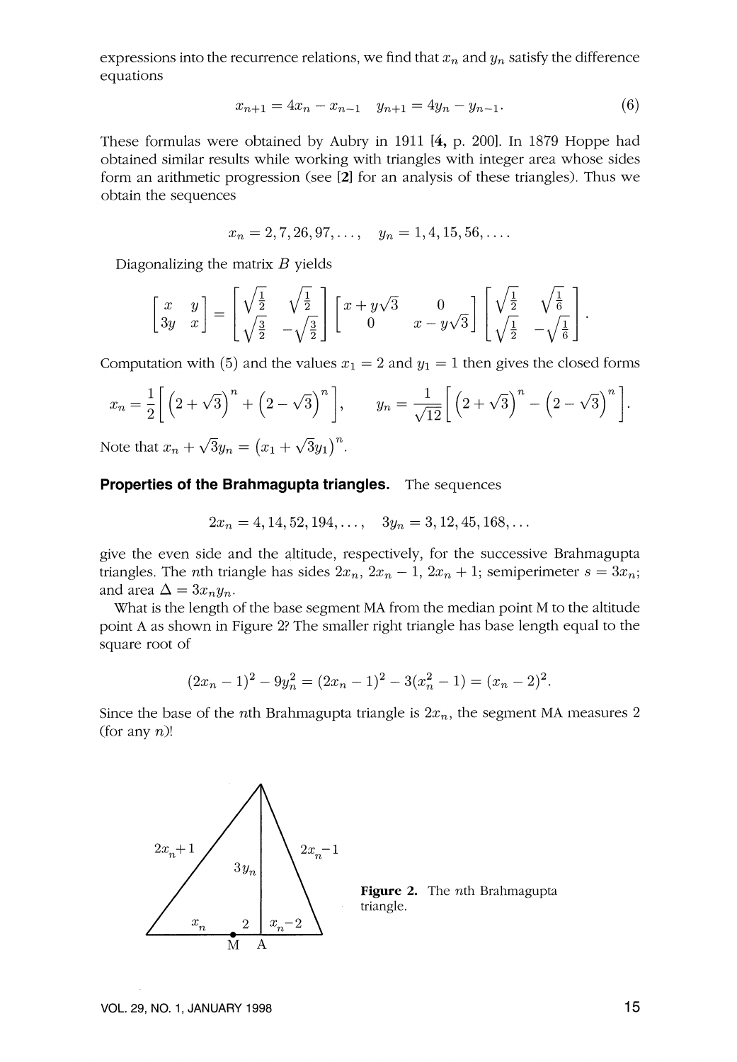expressions into the recurrence relations, we find that $x_n$ and $y_n$ satisfy the difference equations

$$x_{n+1} = 4x_n - x_{n-1} \quad y_{n+1} = 4y_n - y_{n-1}. \tag{6}$$

These formulas were obtained by Aubry in 1911 [**4,** p. 200]. In 1879 Hoppe had obtained similar results while working with triangles with integer area whose sides form an arithmetic progression (see [**2**] for an analysis of these triangles). Thus we obtain the sequences

$$x_n = 2, 7, 26, 97, \ldots, \quad y_n = 1, 4, 15, 56, \ldots.$$

Diagonalizing the matrix $B$ yields

$$\begin{bmatrix} x & y \\ 3y & x \end{bmatrix} = \begin{bmatrix} \sqrt{\frac{1}{2}} & \sqrt{\frac{1}{2}} \\ \sqrt{\frac{3}{2}} & -\sqrt{\frac{3}{2}} \end{bmatrix} \begin{bmatrix} x + y\sqrt{3} & 0 \\ 0 & x - y\sqrt{3} \end{bmatrix} \begin{bmatrix} \sqrt{\frac{1}{2}} & \sqrt{\frac{1}{6}} \\ \sqrt{\frac{1}{2}} & -\sqrt{\frac{1}{6}} \end{bmatrix}.$$

Computation with (5) and the values $x_1 = 2$ and $y_1 = 1$ then gives the closed forms

$$x_n = \frac{1}{2}\left[\left(2+\sqrt{3}\right)^n + \left(2-\sqrt{3}\right)^n\right], \qquad y_n = \frac{1}{\sqrt{12}}\left[\left(2+\sqrt{3}\right)^n - \left(2-\sqrt{3}\right)^n\right].$$

Note that $x_n + \sqrt{3}y_n = \left(x_1 + \sqrt{3}y_1\right)^n$.

**Properties of the Brahmagupta triangles.** The sequences

$$2x_n = 4, 14, 52, 194, \ldots, \quad 3y_n = 3, 12, 45, 168, \ldots$$

give the even side and the altitude, respectively, for the successive Brahmagupta triangles. The $n$th triangle has sides $2x_n$, $2x_n - 1$, $2x_n + 1$; semiperimeter $s = 3x_n$; and area $\Delta = 3x_n y_n$.

What is the length of the base segment MA from the median point M to the altitude point A as shown in Figure 2? The smaller right triangle has base length equal to the square root of

$$(2x_n - 1)^2 - 9y_n^2 = (2x_n - 1)^2 - 3(x_n^2 - 1) = (x_n - 2)^2.$$

Since the base of the $n$th Brahmagupta triangle is $2x_n$, the segment MA measures 2 (for any $n$)!

**Figure 2.** The $n$th Brahmagupta triangle.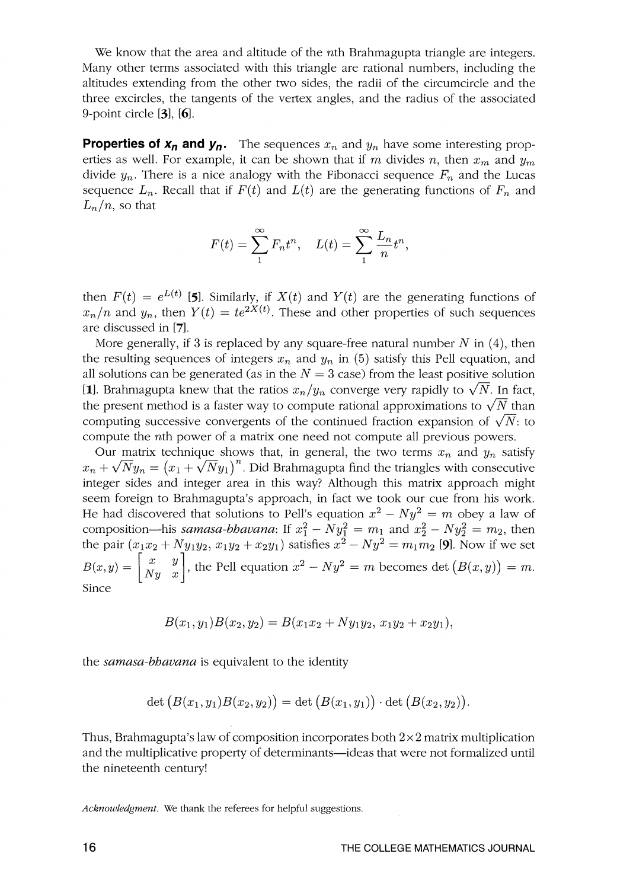We know that the area and altitude of the $n$th Brahmagupta triangle are integers. Many other terms associated with this triangle are rational numbers, including the altitudes extending from the other two sides, the radii of the circumcircle and the three excircles, the tangents of the vertex angles, and the radius of the associated 9-point circle [3], [6].

**Properties of $x_n$ and $y_n$.** The sequences $x_n$ and $y_n$ have some interesting properties as well. For example, it can be shown that if $m$ divides $n$, then $x_m$ and $y_m$ divide $y_n$. There is a nice analogy with the Fibonacci sequence $F_n$ and the Lucas sequence $L_n$. Recall that if $F(t)$ and $L(t)$ are the generating functions of $F_n$ and $L_n/n$, so that

$$F(t) = \sum_1^\infty F_n t^n, \quad L(t) = \sum_1^\infty \frac{L_n}{n} t^n,$$

then $F(t) = e^{L(t)}$ [5]. Similarly, if $X(t)$ and $Y(t)$ are the generating functions of $x_n/n$ and $y_n$, then $Y(t) = te^{2X(t)}$. These and other properties of such sequences are discussed in [7].

More generally, if 3 is replaced by any square-free natural number $N$ in (4), then the resulting sequences of integers $x_n$ and $y_n$ in (5) satisfy this Pell equation, and all solutions can be generated (as in the $N = 3$ case) from the least positive solution [1]. Brahmagupta knew that the ratios $x_n/y_n$ converge very rapidly to $\sqrt{N}$. In fact, the present method is a faster way to compute rational approximations to $\sqrt{N}$ than computing successive convergents of the continued fraction expansion of $\sqrt{N}$: to compute the $n$th power of a matrix one need not compute all previous powers.

Our matrix technique shows that, in general, the two terms $x_n$ and $y_n$ satisfy $x_n + \sqrt{N}y_n = \left(x_1 + \sqrt{N}y_1\right)^n$. Did Brahmagupta find the triangles with consecutive integer sides and integer area in this way? Although this matrix approach might seem foreign to Brahmagupta's approach, in fact we took our cue from his work. He had discovered that solutions to Pell's equation $x^2 - Ny^2 = m$ obey a law of composition—his *samasa-bhavana*: If $x_1^2 - Ny_1^2 = m_1$ and $x_2^2 - Ny_2^2 = m_2$, then the pair $(x_1x_2 + Ny_1y_2,\, x_1y_2 + x_2y_1)$ satisfies $x^2 - Ny^2 = m_1m_2$ [9]. Now if we set $B(x, y) = \begin{bmatrix} x & y \\ Ny & x \end{bmatrix}$, the Pell equation $x^2 - Ny^2 = m$ becomes $\det\left(B(x, y)\right) = m$. Since

$$B(x_1, y_1)B(x_2, y_2) = B(x_1x_2 + Ny_1y_2,\, x_1y_2 + x_2y_1),$$

the *samasa-bhavana* is equivalent to the identity

$$\det\left(B(x_1, y_1)B(x_2, y_2)\right) = \det\left(B(x_1, y_1)\right) \cdot \det\left(B(x_2, y_2)\right).$$

Thus, Brahmagupta's law of composition incorporates both $2 \times 2$ matrix multiplication and the multiplicative property of determinants—ideas that were not formalized until the nineteenth century!

*Acknowledgment.* We thank the referees for helpful suggestions.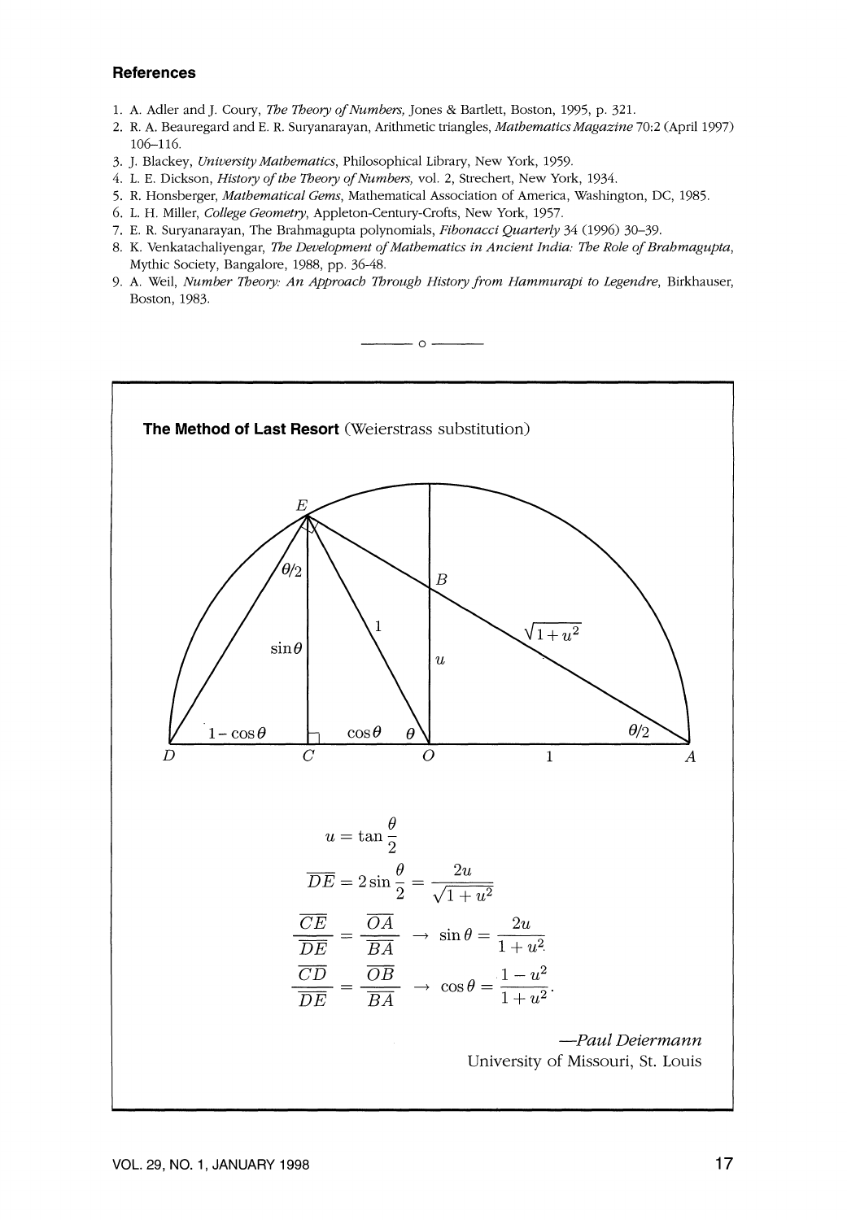## References

1. A. Adler and J. Coury, *The Theory of Numbers*, Jones & Bartlett, Boston, 1995, p. 321.
2. R. A. Beauregard and E. R. Suryanarayan, Arithmetic triangles, *Mathematics Magazine* 70:2 (April 1997) 106–116.
3. J. Blackey, *University Mathematics*, Philosophical Library, New York, 1959.
4. L. E. Dickson, *History of the Theory of Numbers*, vol. 2, Strechert, New York, 1934.
5. R. Honsberger, *Mathematical Gems*, Mathematical Association of America, Washington, DC, 1985.
6. L. H. Miller, *College Geometry*, Appleton-Century-Crofts, New York, 1957.
7. E. R. Suryanarayan, The Brahmagupta polynomials, *Fibonacci Quarterly* 34 (1996) 30–39.
8. K. Venkatachaliyengar, *The Development of Mathematics in Ancient India: The Role of Brahmagupta*, Mythic Society, Bangalore, 1988, pp. 36-48.
9. A. Weil, *Number Theory: An Approach Through History from Hammurapi to Legendre*, Birkhauser, Boston, 1983.

---

**The Method of Last Resort** (Weierstrass substitution)

E

$\theta/2$

B

1

$\sqrt{1+u^2}$

$\sin\theta$

$u$

$1-\cos\theta$

$\cos\theta$

$\theta$

$\theta/2$

D

C

O

1

A

$$u = \tan\frac{\theta}{2}$$

$$\overline{DE} = 2\sin\frac{\theta}{2} = \frac{2u}{\sqrt{1+u^2}}$$

$$\frac{\overline{CE}}{\overline{DE}} = \frac{\overline{OA}}{\overline{BA}} \rightarrow \sin\theta = \frac{2u}{1+u^2}$$

$$\frac{\overline{CD}}{\overline{DE}} = \frac{\overline{OB}}{\overline{BA}} \rightarrow \cos\theta = \frac{1-u^2}{1+u^2}.$$

—*Paul Deiermann*
University of Missouri, St. Louis